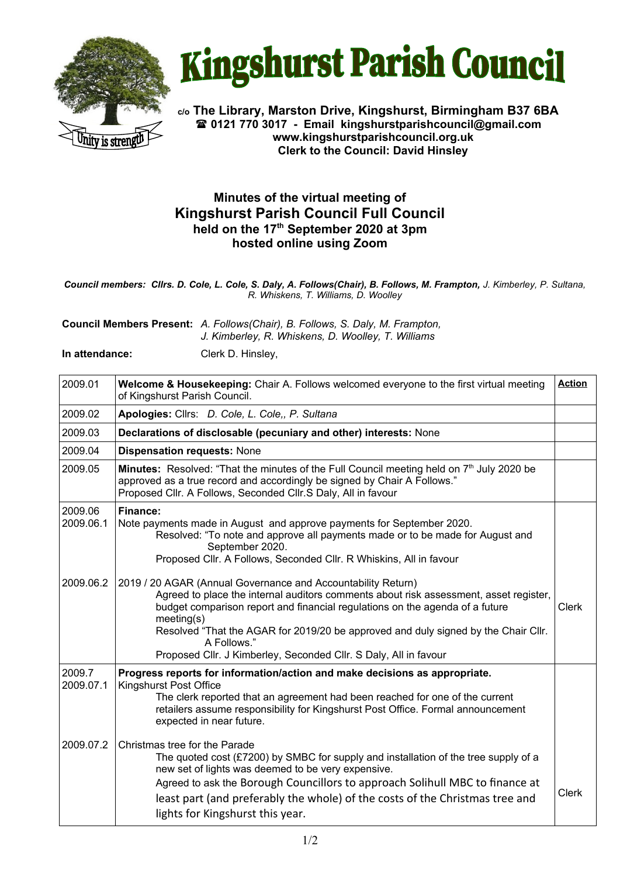# Kingshurst Parish Council

**c/o The Library, Marston Drive, Kingshurst, Birmingham B37 6BA**
**☎ 0121 770 3017 - Email kingshurstparishcouncil@gmail.com**
**www.kingshurstparishcouncil.org.uk**
**Clerk to the Council: David Hinsley**

## Minutes of the virtual meeting of Kingshurst Parish Council Full Council held on the 17th September 2020 at 3pm hosted online using Zoom

***Council members: Cllrs. D. Cole, L. Cole, S. Daly, A. Follows(Chair), B. Follows, M. Frampton,** J. Kimberley, P. Sultana, R. Whiskens, T. Williams, D. Woolley*

**Council Members Present:** *A. Follows(Chair), B. Follows, S. Daly, M. Frampton, J. Kimberley, R. Whiskens, D. Woolley, T. Williams*

**In attendance:** Clerk D. Hinsley,

| | | **Action** |
|---|---|---|
| 2009.01 | **Welcome & Housekeeping:** Chair A. Follows welcomed everyone to the first virtual meeting of Kingshurst Parish Council. | |
| 2009.02 | **Apologies:** Cllrs: *D. Cole, L. Cole,, P. Sultana* | |
| 2009.03 | **Declarations of disclosable (pecuniary and other) interests:** None | |
| 2009.04 | **Dispensation requests:** None | |
| 2009.05 | **Minutes:** Resolved: "That the minutes of the Full Council meeting held on 7th July 2020 be approved as a true record and accordingly be signed by Chair A Follows." Proposed Cllr. A Follows, Seconded Cllr.S Daly, All in favour | |
| 2009.06<br>2009.06.1 | **Finance:**<br>Note payments made in August and approve payments for September 2020.<br>Resolved: "To note and approve all payments made or to be made for August and September 2020.<br>Proposed Cllr. A Follows, Seconded Cllr. R Whiskins, All in favour | |
| 2009.06.2 | 2019 / 20 AGAR (Annual Governance and Accountability Return)<br>Agreed to place the internal auditors comments about risk assessment, asset register, budget comparison report and financial regulations on the agenda of a future meeting(s)<br>Resolved "That the AGAR for 2019/20 be approved and duly signed by the Chair Cllr. A Follows."<br>Proposed Cllr. J Kimberley, Seconded Cllr. S Daly, All in favour | Clerk |
| 2009.7<br>2009.07.1 | **Progress reports for information/action and make decisions as appropriate.**<br>Kingshurst Post Office<br>The clerk reported that an agreement had been reached for one of the current retailers assume responsibility for Kingshurst Post Office. Formal announcement expected in near future. | |
| 2009.07.2 | Christmas tree for the Parade<br>The quoted cost (£7200) by SMBC for supply and installation of the tree supply of a new set of lights was deemed to be very expensive.<br>Agreed to ask the Borough Councillors to approach Solihull MBC to finance at least part (and preferably the whole) of the costs of the Christmas tree and lights for Kingshurst this year. | Clerk |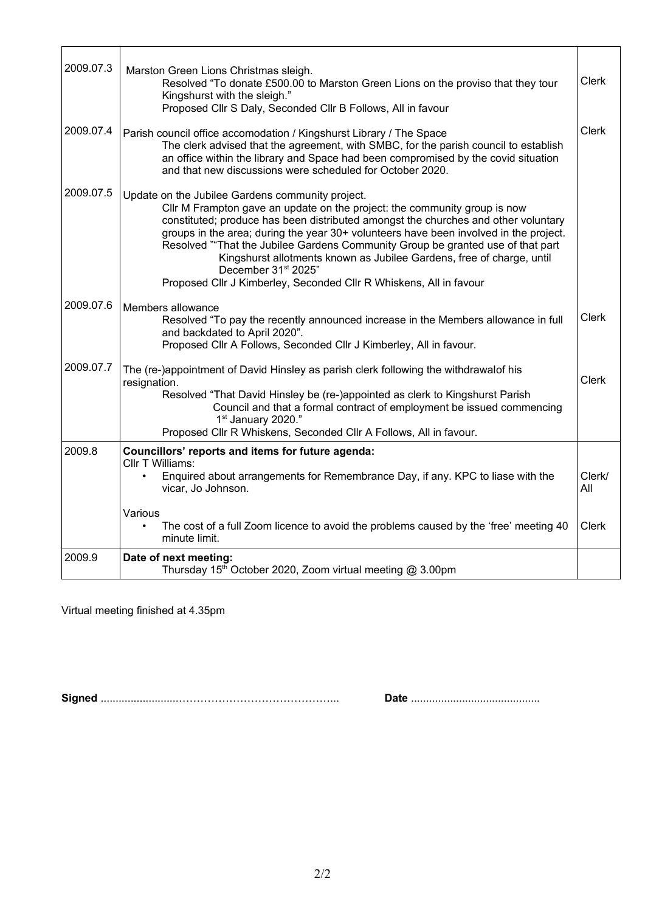| | | |
|---|---|---|
| 2009.07.3 | Marston Green Lions Christmas sleigh.<br>Resolved "To donate £500.00 to Marston Green Lions on the proviso that they tour Kingshurst with the sleigh."<br>Proposed Cllr S Daly, Seconded Cllr B Follows, All in favour | Clerk |
| 2009.07.4 | Parish council office accomodation / Kingshurst Library / The Space<br>The clerk advised that the agreement, with SMBC, for the parish council to establish an office within the library and Space had been compromised by the covid situation and that new discussions were scheduled for October 2020. | Clerk |
| 2009.07.5 | Update on the Jubilee Gardens community project.<br>Cllr M Frampton gave an update on the project: the community group is now constituted; produce has been distributed amongst the churches and other voluntary groups in the area; during the year 30+ volunteers have been involved in the project.<br>Resolved ""That the Jubilee Gardens Community Group be granted use of that part Kingshurst allotments known as Jubilee Gardens, free of charge, until December 31st 2025"<br>Proposed Cllr J Kimberley, Seconded Cllr R Whiskens, All in favour | |
| 2009.07.6 | Members allowance<br>Resolved "To pay the recently announced increase in the Members allowance in full and backdated to April 2020".<br>Proposed Cllr A Follows, Seconded Cllr J Kimberley, All in favour. | Clerk |
| 2009.07.7 | The (re-)appointment of David Hinsley as parish clerk following the withdrawalof his resignation.<br>Resolved "That David Hinsley be (re-)appointed as clerk to Kingshurst Parish Council and that a formal contract of employment be issued commencing 1st January 2020."<br>Proposed Cllr R Whiskens, Seconded Cllr A Follows, All in favour. | Clerk |
| 2009.8 | **Councillors' reports and items for future agenda:**<br>Cllr T Williams:<br>• Enquired about arrangements for Remembrance Day, if any. KPC to liase with the vicar, Jo Johnson.<br><br>Various<br>• The cost of a full Zoom licence to avoid the problems caused by the 'free' meeting 40 minute limit. | Clerk/ All<br><br><br>Clerk |
| 2009.9 | **Date of next meeting:**<br>Thursday 15th October 2020, Zoom virtual meeting @ 3.00pm | |

Virtual meeting finished at 4.35pm

**Signed** ............................................................................ **Date** ..........................................